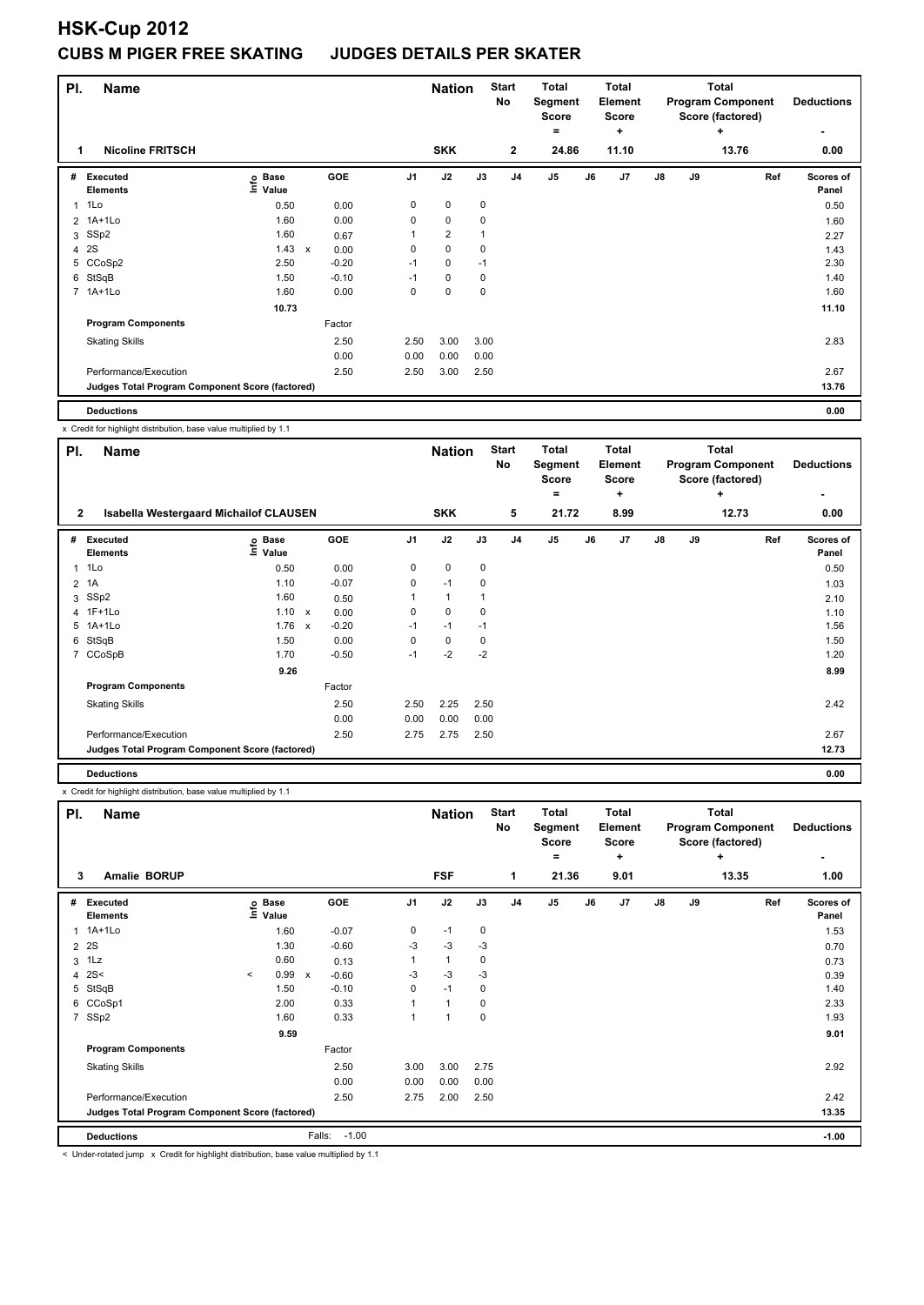# HSK-Cup 2012

## CUBS M PIGER FREE SKATING JUDGES DETAILS PER SKATER

| Pl. | Name | Nation | Start No | Total Segment Score = | Total Element Score + | Total Program Component Score (factored) + | Deductions - |
|---|---|---|---|---|---|---|---|
| 1 | Nicoline FRITSCH | SKK | 2 | 24.86 | 11.10 | 13.76 | 0.00 |

| # | Executed Elements | Info | Base Value | | GOE | J1 | J2 | J3 | J4 | J5 | J6 | J7 | J8 | J9 | Ref | Scores of Panel |
|---|---|---|---|---|---|---|---|---|---|---|---|---|---|---|---|---|
| 1 | 1Lo | | 0.50 | | 0.00 | 0 | 0 | 0 | | | | | | | | 0.50 |
| 2 | 1A+1Lo | | 1.60 | | 0.00 | 0 | 0 | 0 | | | | | | | | 1.60 |
| 3 | SSp2 | | 1.60 | | 0.67 | 1 | 2 | 1 | | | | | | | | 2.27 |
| 4 | 2S | | 1.43 | x | 0.00 | 0 | 0 | 0 | | | | | | | | 1.43 |
| 5 | CCoSp2 | | 2.50 | | -0.20 | -1 | 0 | -1 | | | | | | | | 2.30 |
| 6 | StSqB | | 1.50 | | -0.10 | -1 | 0 | 0 | | | | | | | | 1.40 |
| 7 | 1A+1Lo | | 1.60 | | 0.00 | 0 | 0 | 0 | | | | | | | | 1.60 |
| | | | 10.73 | | | | | | | | | | | | | 11.10 |
| | Program Components | | | | Factor | | | | | | | | | | | |
| | Skating Skills | | | | 2.50 | 2.50 | 3.00 | 3.00 | | | | | | | | 2.83 |
| | | | | | 0.00 | 0.00 | 0.00 | 0.00 | | | | | | | | |
| | Performance/Execution | | | | 2.50 | 2.50 | 3.00 | 2.50 | | | | | | | | 2.67 |
| | Judges Total Program Component Score (factored) | | | | | | | | | | | | | | | 13.76 |
| | Deductions | | | | | | | | | | | | | | | 0.00 |

x Credit for highlight distribution, base value multiplied by 1.1

| Pl. | Name | Nation | Start No | Total Segment Score = | Total Element Score + | Total Program Component Score (factored) + | Deductions - |
|---|---|---|---|---|---|---|---|
| 2 | Isabella Westergaard Michailof CLAUSEN | SKK | 5 | 21.72 | 8.99 | 12.73 | 0.00 |

| # | Executed Elements | Info | Base Value | | GOE | J1 | J2 | J3 | J4 | J5 | J6 | J7 | J8 | J9 | Ref | Scores of Panel |
|---|---|---|---|---|---|---|---|---|---|---|---|---|---|---|---|---|
| 1 | 1Lo | | 0.50 | | 0.00 | 0 | 0 | 0 | | | | | | | | 0.50 |
| 2 | 1A | | 1.10 | | -0.07 | 0 | -1 | 0 | | | | | | | | 1.03 |
| 3 | SSp2 | | 1.60 | | 0.50 | 1 | 1 | 1 | | | | | | | | 2.10 |
| 4 | 1F+1Lo | | 1.10 | x | 0.00 | 0 | 0 | 0 | | | | | | | | 1.10 |
| 5 | 1A+1Lo | | 1.76 | x | -0.20 | -1 | -1 | -1 | | | | | | | | 1.56 |
| 6 | StSqB | | 1.50 | | 0.00 | 0 | 0 | 0 | | | | | | | | 1.50 |
| 7 | CCoSpB | | 1.70 | | -0.50 | -1 | -2 | -2 | | | | | | | | 1.20 |
| | | | 9.26 | | | | | | | | | | | | | 8.99 |
| | Program Components | | | | Factor | | | | | | | | | | | |
| | Skating Skills | | | | 2.50 | 2.50 | 2.25 | 2.50 | | | | | | | | 2.42 |
| | | | | | 0.00 | 0.00 | 0.00 | 0.00 | | | | | | | | |
| | Performance/Execution | | | | 2.50 | 2.75 | 2.75 | 2.50 | | | | | | | | 2.67 |
| | Judges Total Program Component Score (factored) | | | | | | | | | | | | | | | 12.73 |
| | Deductions | | | | | | | | | | | | | | | 0.00 |

x Credit for highlight distribution, base value multiplied by 1.1

| Pl. | Name | Nation | Start No | Total Segment Score = | Total Element Score + | Total Program Component Score (factored) + | Deductions - |
|---|---|---|---|---|---|---|---|
| 3 | Amalie BORUP | FSF | 1 | 21.36 | 9.01 | 13.35 | 1.00 |

| # | Executed Elements | Info | Base Value | | GOE | J1 | J2 | J3 | J4 | J5 | J6 | J7 | J8 | J9 | Ref | Scores of Panel |
|---|---|---|---|---|---|---|---|---|---|---|---|---|---|---|---|---|
| 1 | 1A+1Lo | | 1.60 | | -0.07 | 0 | -1 | 0 | | | | | | | | 1.53 |
| 2 | 2S | | 1.30 | | -0.60 | -3 | -3 | -3 | | | | | | | | 0.70 |
| 3 | 1Lz | | 0.60 | | 0.13 | 1 | 1 | 0 | | | | | | | | 0.73 |
| 4 | 2S< | < | 0.99 | x | -0.60 | -3 | -3 | -3 | | | | | | | | 0.39 |
| 5 | StSqB | | 1.50 | | -0.10 | 0 | -1 | 0 | | | | | | | | 1.40 |
| 6 | CCoSp1 | | 2.00 | | 0.33 | 1 | 1 | 0 | | | | | | | | 2.33 |
| 7 | SSp2 | | 1.60 | | 0.33 | 1 | 1 | 0 | | | | | | | | 1.93 |
| | | | 9.59 | | | | | | | | | | | | | 9.01 |
| | Program Components | | | | Factor | | | | | | | | | | | |
| | Skating Skills | | | | 2.50 | 3.00 | 3.00 | 2.75 | | | | | | | | 2.92 |
| | | | | | 0.00 | 0.00 | 0.00 | 0.00 | | | | | | | | |
| | Performance/Execution | | | | 2.50 | 2.75 | 2.00 | 2.50 | | | | | | | | 2.42 |
| | Judges Total Program Component Score (factored) | | | | | | | | | | | | | | | 13.35 |
| | Deductions | | | Falls: | -1.00 | | | | | | | | | | | -1.00 |

< Under-rotated jump x Credit for highlight distribution, base value multiplied by 1.1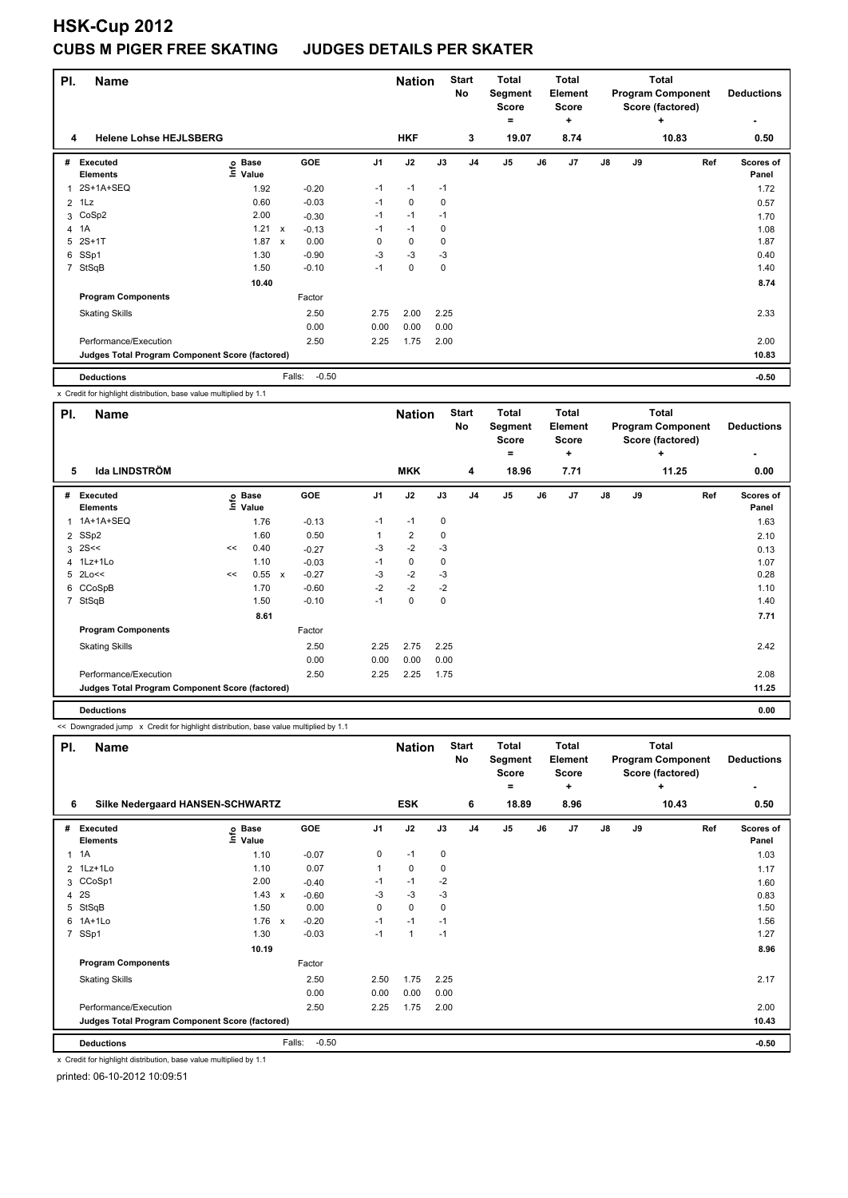# HSK-Cup 2012

## CUBS M PIGER FREE SKATING JUDGES DETAILS PER SKATER

| Pl. | Name | Nation | Start No | Total Segment Score = | Total Element Score + | Total Program Component Score (factored) + | Deductions - |
|---|---|---|---|---|---|---|---|
| 4 | Helene Lohse HEJLSBERG | HKF | 3 | 19.07 | 8.74 | 10.83 | 0.50 |

| # | Executed Elements | Info | Base Value | | GOE | J1 | J2 | J3 | J4 | J5 | J6 | J7 | J8 | J9 | Ref | Scores of Panel |
|---|---|---|---|---|---|---|---|---|---|---|---|---|---|---|---|---|
| 1 | 2S+1A+SEQ | | 1.92 | | -0.20 | -1 | -1 | -1 | | | | | | | | 1.72 |
| 2 | 1Lz | | 0.60 | | -0.03 | -1 | 0 | 0 | | | | | | | | 0.57 |
| 3 | CoSp2 | | 2.00 | | -0.30 | -1 | -1 | -1 | | | | | | | | 1.70 |
| 4 | 1A | | 1.21 | x | -0.13 | -1 | -1 | 0 | | | | | | | | 1.08 |
| 5 | 2S+1T | | 1.87 | x | 0.00 | 0 | 0 | 0 | | | | | | | | 1.87 |
| 6 | SSp1 | | 1.30 | | -0.90 | -3 | -3 | -3 | | | | | | | | 0.40 |
| 7 | StSqB | | 1.50 | | -0.10 | -1 | 0 | 0 | | | | | | | | 1.40 |
| | | | 10.40 | | | | | | | | | | | | | 8.74 |
| | Program Components | | | | Factor | | | | | | | | | | | |
| | Skating Skills | | | | 2.50 | 2.75 | 2.00 | 2.25 | | | | | | | | 2.33 |
| | | | | | 0.00 | 0.00 | 0.00 | 0.00 | | | | | | | | |
| | Performance/Execution | | | | 2.50 | 2.25 | 1.75 | 2.00 | | | | | | | | 2.00 |
| | Judges Total Program Component Score (factored) | | | | | | | | | | | | | | | 10.83 |
| | Deductions | | | | Falls: -0.50 | | | | | | | | | | | -0.50 |

x Credit for highlight distribution, base value multiplied by 1.1

| Pl. | Name | Nation | Start No | Total Segment Score = | Total Element Score + | Total Program Component Score (factored) + | Deductions - |
|---|---|---|---|---|---|---|---|
| 5 | Ida LINDSTRÖM | MKK | 4 | 18.96 | 7.71 | 11.25 | 0.00 |

| # | Executed Elements | Info | Base Value | | GOE | J1 | J2 | J3 | J4 | J5 | J6 | J7 | J8 | J9 | Ref | Scores of Panel |
|---|---|---|---|---|---|---|---|---|---|---|---|---|---|---|---|---|
| 1 | 1A+1A+SEQ | | 1.76 | | -0.13 | -1 | -1 | 0 | | | | | | | | 1.63 |
| 2 | SSp2 | | 1.60 | | 0.50 | 1 | 2 | 0 | | | | | | | | 2.10 |
| 3 | 2S<< | << | 0.40 | | -0.27 | -3 | -2 | -3 | | | | | | | | 0.13 |
| 4 | 1Lz+1Lo | | 1.10 | | -0.03 | -1 | 0 | 0 | | | | | | | | 1.07 |
| 5 | 2Lo<< | << | 0.55 | x | -0.27 | -3 | -2 | -3 | | | | | | | | 0.28 |
| 6 | CCoSpB | | 1.70 | | -0.60 | -2 | -2 | -2 | | | | | | | | 1.10 |
| 7 | StSqB | | 1.50 | | -0.10 | -1 | 0 | 0 | | | | | | | | 1.40 |
| | | | 8.61 | | | | | | | | | | | | | 7.71 |
| | Program Components | | | | Factor | | | | | | | | | | | |
| | Skating Skills | | | | 2.50 | 2.25 | 2.75 | 2.25 | | | | | | | | 2.42 |
| | | | | | 0.00 | 0.00 | 0.00 | 0.00 | | | | | | | | |
| | Performance/Execution | | | | 2.50 | 2.25 | 2.25 | 1.75 | | | | | | | | 2.08 |
| | Judges Total Program Component Score (factored) | | | | | | | | | | | | | | | 11.25 |
| | Deductions | | | | | | | | | | | | | | | 0.00 |

<< Downgraded jump x Credit for highlight distribution, base value multiplied by 1.1

| Pl. | Name | Nation | Start No | Total Segment Score = | Total Element Score + | Total Program Component Score (factored) + | Deductions - |
|---|---|---|---|---|---|---|---|
| 6 | Silke Nedergaard HANSEN-SCHWARTZ | ESK | 6 | 18.89 | 8.96 | 10.43 | 0.50 |

| # | Executed Elements | Info | Base Value | | GOE | J1 | J2 | J3 | J4 | J5 | J6 | J7 | J8 | J9 | Ref | Scores of Panel |
|---|---|---|---|---|---|---|---|---|---|---|---|---|---|---|---|---|
| 1 | 1A | | 1.10 | | -0.07 | 0 | -1 | 0 | | | | | | | | 1.03 |
| 2 | 1Lz+1Lo | | 1.10 | | 0.07 | 1 | 0 | 0 | | | | | | | | 1.17 |
| 3 | CCoSp1 | | 2.00 | | -0.40 | -1 | -1 | -2 | | | | | | | | 1.60 |
| 4 | 2S | | 1.43 | x | -0.60 | -3 | -3 | -3 | | | | | | | | 0.83 |
| 5 | StSqB | | 1.50 | | 0.00 | 0 | 0 | 0 | | | | | | | | 1.50 |
| 6 | 1A+1Lo | | 1.76 | x | -0.20 | -1 | -1 | -1 | | | | | | | | 1.56 |
| 7 | SSp1 | | 1.30 | | -0.03 | -1 | 1 | -1 | | | | | | | | 1.27 |
| | | | 10.19 | | | | | | | | | | | | | 8.96 |
| | Program Components | | | | Factor | | | | | | | | | | | |
| | Skating Skills | | | | 2.50 | 2.50 | 1.75 | 2.25 | | | | | | | | 2.17 |
| | | | | | 0.00 | 0.00 | 0.00 | 0.00 | | | | | | | | |
| | Performance/Execution | | | | 2.50 | 2.25 | 1.75 | 2.00 | | | | | | | | 2.00 |
| | Judges Total Program Component Score (factored) | | | | | | | | | | | | | | | 10.43 |
| | Deductions | | | | Falls: -0.50 | | | | | | | | | | | -0.50 |

x Credit for highlight distribution, base value multiplied by 1.1

printed: 06-10-2012 10:09:51